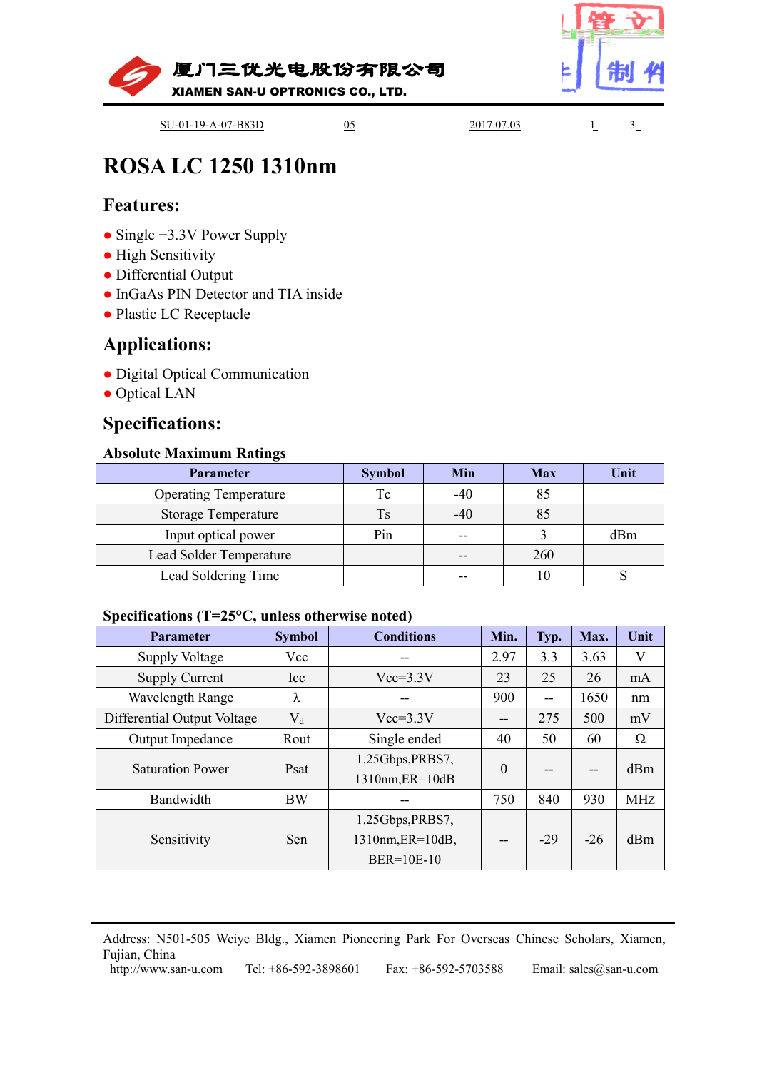厦门三优光电股份有限公司
XIAMEN SAN-U OPTRONICS CO., LTD.

SU-01-19-A-07-B83D 05 2017.07.03

# ROSA LC 1250 1310nm

## Features:

- Single +3.3V Power Supply
- High Sensitivity
- Differential Output
- InGaAs PIN Detector and TIA inside
- Plastic LC Receptacle

## Applications:

- Digital Optical Communication
- Optical LAN

## Specifications:

**Absolute Maximum Ratings**

| Parameter | Symbol | Min | Max | Unit |
|---|---|---|---|---|
| Operating Temperature | Tc | -40 | 85 | |
| Storage Temperature | Ts | -40 | 85 | |
| Input optical power | Pin | -- | 3 | dBm |
| Lead Solder Temperature | | -- | 260 | |
| Lead Soldering Time | | -- | 10 | S |

**Specifications (T=25°C, unless otherwise noted)**

| Parameter | Symbol | Conditions | Min. | Typ. | Max. | Unit |
|---|---|---|---|---|---|---|
| Supply Voltage | Vcc | -- | 2.97 | 3.3 | 3.63 | V |
| Supply Current | Icc | Vcc=3.3V | 23 | 25 | 26 | mA |
| Wavelength Range | λ | -- | 900 | -- | 1650 | nm |
| Differential Output Voltage | $V_d$ | Vcc=3.3V | -- | 275 | 500 | mV |
| Output Impedance | Rout | Single ended | 40 | 50 | 60 | Ω |
| Saturation Power | Psat | 1.25Gbps,PRBS7, 1310nm,ER=10dB | 0 | -- | -- | dBm |
| Bandwidth | BW | -- | 750 | 840 | 930 | MHz |
| Sensitivity | Sen | 1.25Gbps,PRBS7, 1310nm,ER=10dB, BER=10E-10 | -- | -29 | -26 | dBm |

Address: N501-505 Weiye Bldg., Xiamen Pioneering Park For Overseas Chinese Scholars, Xiamen, Fujian, China
http://www.san-u.com Tel: +86-592-3898601 Fax: +86-592-5703588 Email: sales@san-u.com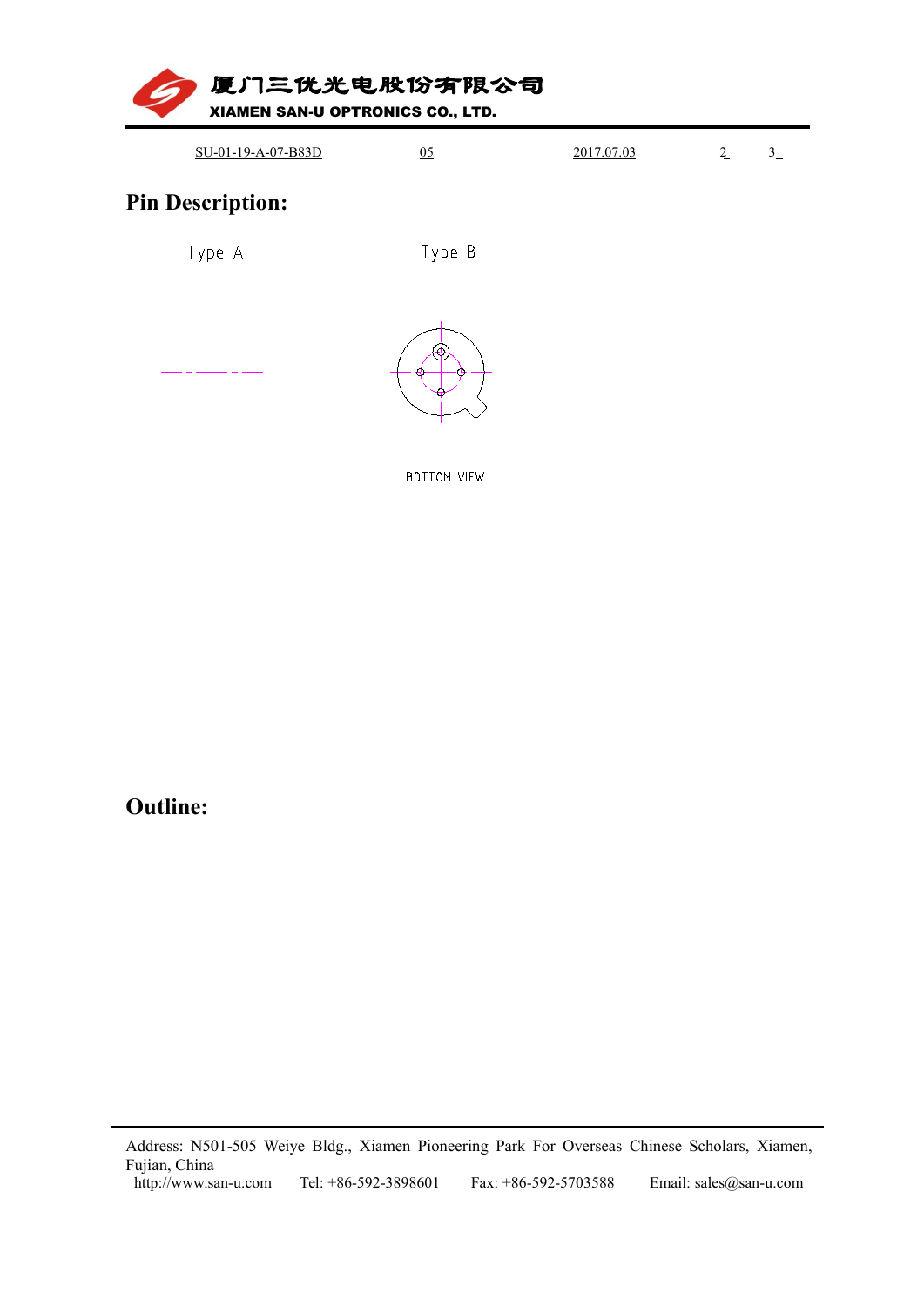## Pin Description:

Type A                Type B

BOTTOM VIEW

## Outline: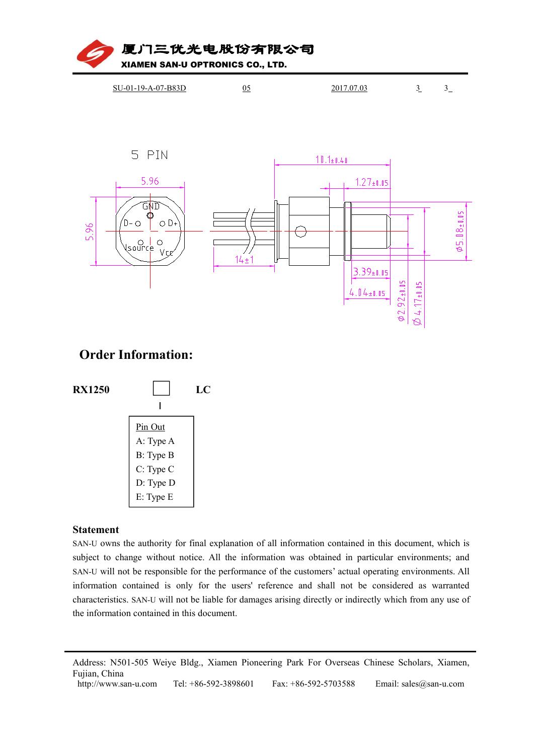SU-01-19-A-07-B83D 05 2017.07.03

5 PIN

5.96

5.96

GND

D- D+

Isource Vcc

10.1±0.40

1.27±0.05

14±1

3.39±0.05

4.04±0.05

Ø2.92±0.05

Ø4.17±0.05

Ø5.08±0.05

## Order Information:

**RX1250** ☐ **LC**

| Pin Out |
|---|
| A: Type A |
| B: Type B |
| C: Type C |
| D: Type D |
| E: Type E |

### Statement

SAN-U owns the authority for final explanation of all information contained in this document, which is subject to change without notice. All the information was obtained in particular environments; and SAN-U will not be responsible for the performance of the customers' actual operating environments. All information contained is only for the users' reference and shall not be considered as warranted characteristics. SAN-U will not be liable for damages arising directly or indirectly which from any use of the information contained in this document.

Address: N501-505 Weiye Bldg., Xiamen Pioneering Park For Overseas Chinese Scholars, Xiamen, Fujian, China

http://www.san-u.com Tel: +86-592-3898601 Fax: +86-592-5703588 Email: sales@san-u.com